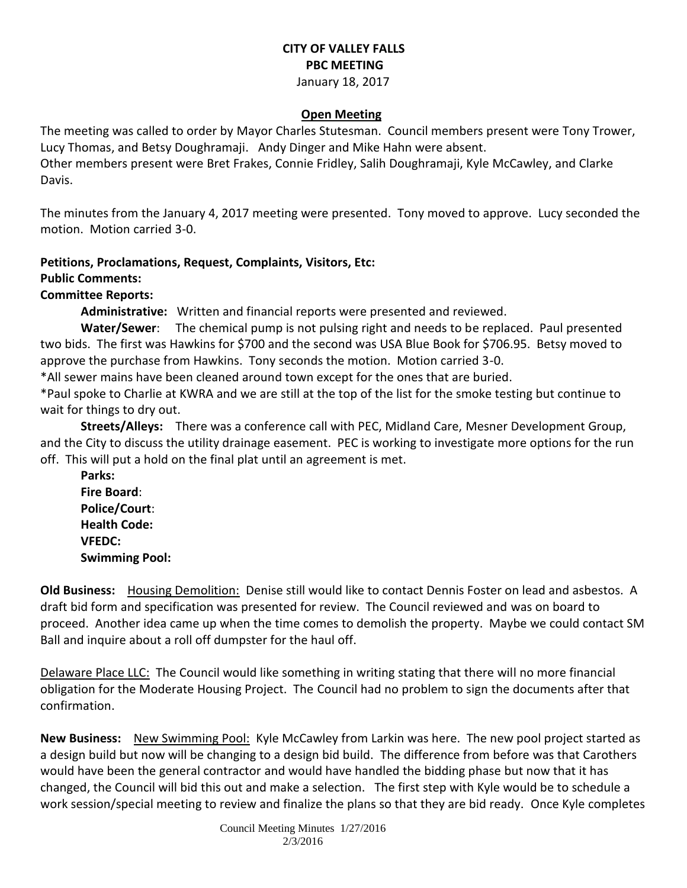**CITY OF VALLEY FALLS**
**PBC MEETING**
January 18, 2017

**Open Meeting**

The meeting was called to order by Mayor Charles Stutesman. Council members present were Tony Trower, Lucy Thomas, and Betsy Doughramaji. Andy Dinger and Mike Hahn were absent.
Other members present were Bret Frakes, Connie Fridley, Salih Doughramaji, Kyle McCawley, and Clarke Davis.

The minutes from the January 4, 2017 meeting were presented. Tony moved to approve. Lucy seconded the motion. Motion carried 3-0.

**Petitions, Proclamations, Request, Complaints, Visitors, Etc:**
**Public Comments:**
**Committee Reports:**

**Administrative:** Written and financial reports were presented and reviewed.

**Water/Sewer**: The chemical pump is not pulsing right and needs to be replaced. Paul presented two bids. The first was Hawkins for $700 and the second was USA Blue Book for $706.95. Betsy moved to approve the purchase from Hawkins. Tony seconds the motion. Motion carried 3-0.

*All sewer mains have been cleaned around town except for the ones that are buried.

*Paul spoke to Charlie at KWRA and we are still at the top of the list for the smoke testing but continue to wait for things to dry out.

**Streets/Alleys:** There was a conference call with PEC, Midland Care, Mesner Development Group, and the City to discuss the utility drainage easement. PEC is working to investigate more options for the run off. This will put a hold on the final plat until an agreement is met.

**Parks:**
**Fire Board**:
**Police/Court**:
**Health Code:**
**VFEDC:**
**Swimming Pool:**

**Old Business:** Housing Demolition: Denise still would like to contact Dennis Foster on lead and asbestos. A draft bid form and specification was presented for review. The Council reviewed and was on board to proceed. Another idea came up when the time comes to demolish the property. Maybe we could contact SM Ball and inquire about a roll off dumpster for the haul off.

Delaware Place LLC: The Council would like something in writing stating that there will no more financial obligation for the Moderate Housing Project. The Council had no problem to sign the documents after that confirmation.

**New Business:** New Swimming Pool: Kyle McCawley from Larkin was here. The new pool project started as a design build but now will be changing to a design bid build. The difference from before was that Carothers would have been the general contractor and would have handled the bidding phase but now that it has changed, the Council will bid this out and make a selection. The first step with Kyle would be to schedule a work session/special meeting to review and finalize the plans so that they are bid ready. Once Kyle completes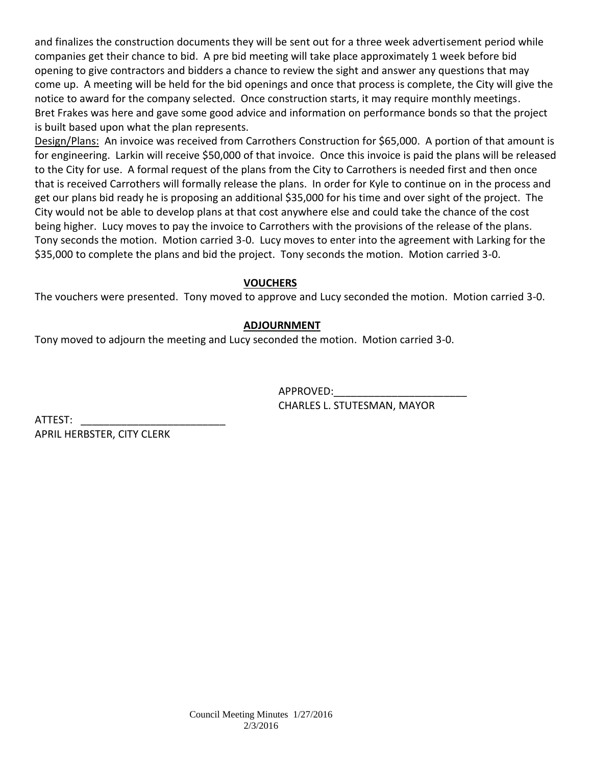and finalizes the construction documents they will be sent out for a three week advertisement period while companies get their chance to bid. A pre bid meeting will take place approximately 1 week before bid opening to give contractors and bidders a chance to review the sight and answer any questions that may come up. A meeting will be held for the bid openings and once that process is complete, the City will give the notice to award for the company selected. Once construction starts, it may require monthly meetings. Bret Frakes was here and gave some good advice and information on performance bonds so that the project is built based upon what the plan represents.

Design/Plans: An invoice was received from Carrothers Construction for $65,000. A portion of that amount is for engineering. Larkin will receive $50,000 of that invoice. Once this invoice is paid the plans will be released to the City for use. A formal request of the plans from the City to Carrothers is needed first and then once that is received Carrothers will formally release the plans. In order for Kyle to continue on in the process and get our plans bid ready he is proposing an additional $35,000 for his time and over sight of the project. The City would not be able to develop plans at that cost anywhere else and could take the chance of the cost being higher. Lucy moves to pay the invoice to Carrothers with the provisions of the release of the plans. Tony seconds the motion. Motion carried 3-0. Lucy moves to enter into the agreement with Larking for the $35,000 to complete the plans and bid the project. Tony seconds the motion. Motion carried 3-0.

## VOUCHERS

The vouchers were presented. Tony moved to approve and Lucy seconded the motion. Motion carried 3-0.

## ADJOURNMENT

Tony moved to adjourn the meeting and Lucy seconded the motion. Motion carried 3-0.

APPROVED:_______________________
CHARLES L. STUTESMAN, MAYOR

ATTEST: _________________________
APRIL HERBSTER, CITY CLERK

Council Meeting Minutes 1/27/2016
2/3/2016